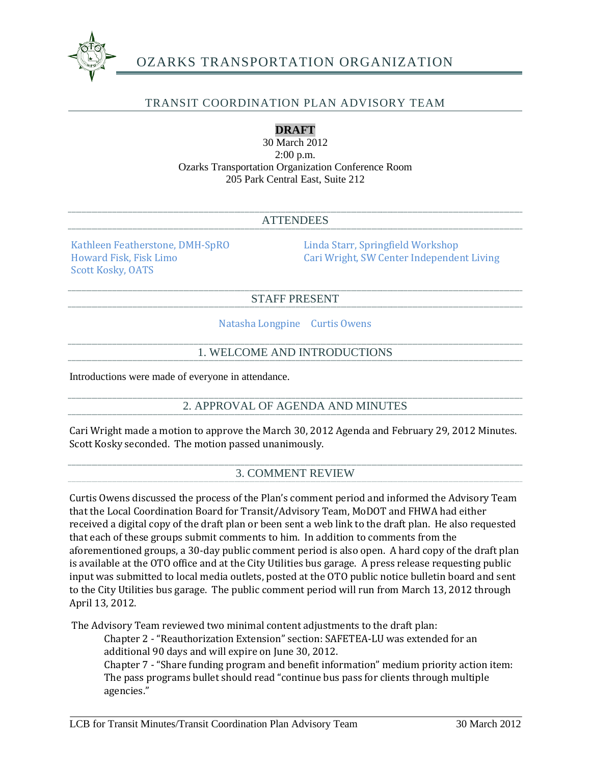# OZARKS TRANSPORTATION ORGANIZATION

## TRANSIT COORDINATION PLAN ADVISORY TEAM

**DRAFT**

30 March 2012
2:00 p.m.
Ozarks Transportation Organization Conference Room
205 Park Central East, Suite 212

## ATTENDEES

Kathleen Featherstone, DMH-SpRO
Howard Fisk, Fisk Limo
Scott Kosky, OATS
Linda Starr, Springfield Workshop
Cari Wright, SW Center Independent Living

## STAFF PRESENT

Natasha Longpine     Curtis Owens

## 1. WELCOME AND INTRODUCTIONS

Introductions were made of everyone in attendance.

## 2. APPROVAL OF AGENDA AND MINUTES

Cari Wright made a motion to approve the March 30, 2012 Agenda and February 29, 2012 Minutes. Scott Kosky seconded. The motion passed unanimously.

## 3. COMMENT REVIEW

Curtis Owens discussed the process of the Plan's comment period and informed the Advisory Team that the Local Coordination Board for Transit/Advisory Team, MoDOT and FHWA had either received a digital copy of the draft plan or been sent a web link to the draft plan. He also requested that each of these groups submit comments to him. In addition to comments from the aforementioned groups, a 30-day public comment period is also open. A hard copy of the draft plan is available at the OTO office and at the City Utilities bus garage. A press release requesting public input was submitted to local media outlets, posted at the OTO public notice bulletin board and sent to the City Utilities bus garage. The public comment period will run from March 13, 2012 through April 13, 2012.

The Advisory Team reviewed two minimal content adjustments to the draft plan:

> Chapter 2 - "Reauthorization Extension" section: SAFETEA-LU was extended for an additional 90 days and will expire on June 30, 2012.
>
> Chapter 7 - "Share funding program and benefit information" medium priority action item: The pass programs bullet should read "continue bus pass for clients through multiple agencies."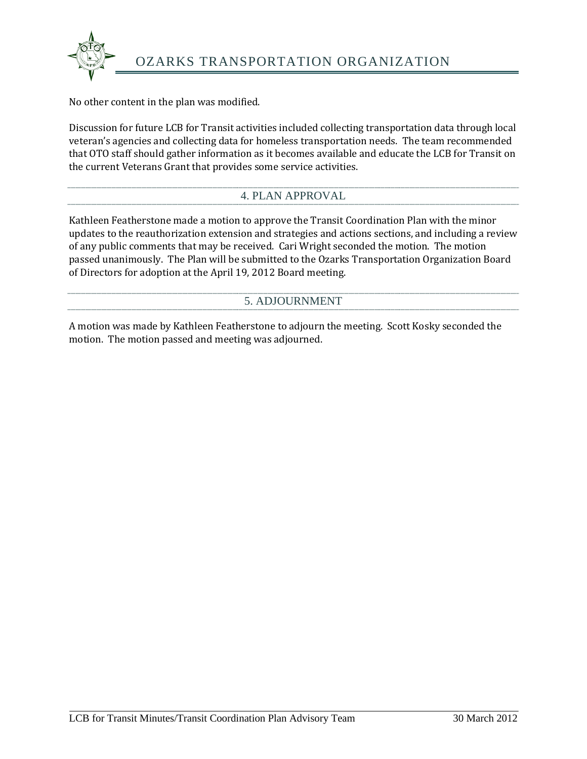No other content in the plan was modified.

Discussion for future LCB for Transit activities included collecting transportation data through local veteran's agencies and collecting data for homeless transportation needs. The team recommended that OTO staff should gather information as it becomes available and educate the LCB for Transit on the current Veterans Grant that provides some service activities.

## 4. PLAN APPROVAL

Kathleen Featherstone made a motion to approve the Transit Coordination Plan with the minor updates to the reauthorization extension and strategies and actions sections, and including a review of any public comments that may be received. Cari Wright seconded the motion. The motion passed unanimously. The Plan will be submitted to the Ozarks Transportation Organization Board of Directors for adoption at the April 19, 2012 Board meeting.

## 5. ADJOURNMENT

A motion was made by Kathleen Featherstone to adjourn the meeting. Scott Kosky seconded the motion. The motion passed and meeting was adjourned.